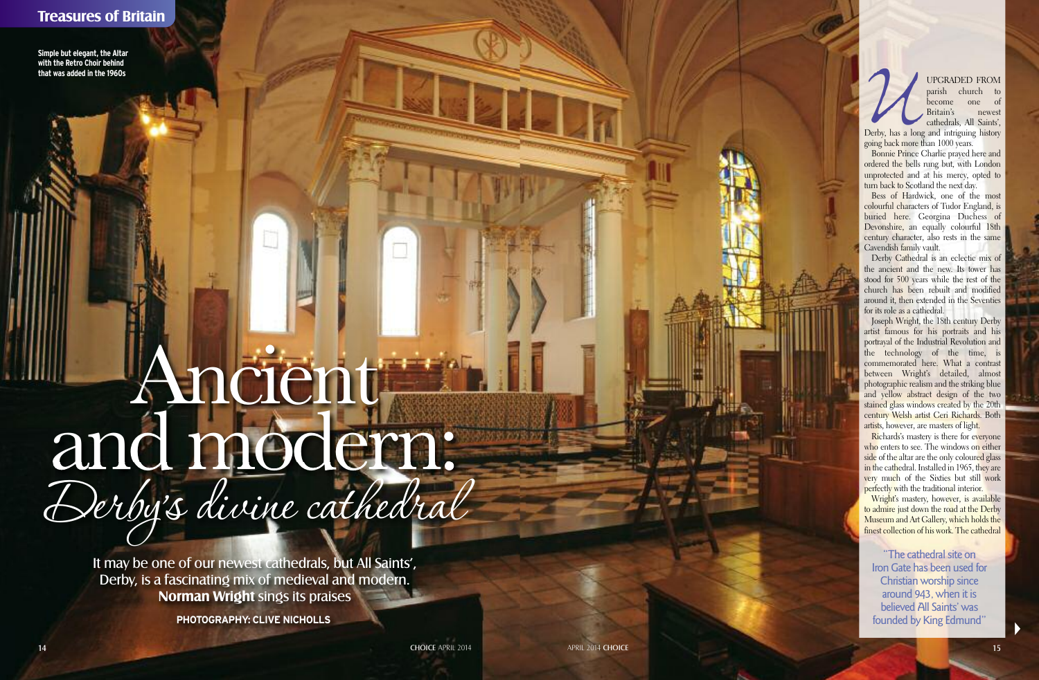# Ancient and modern: *Derby's divine cathedral*

It may be one of our newest cathedrals, but All Saints', Derby, is a fascinating mix of medieval and modern. **Norman Wright** sings its praises

**PHOTOGRAPHY: CLIVE NICHOLLS**

Simple but elegant, the Altar with the Retro Choir behind that was added in the 1960s

Upgraded from parish church to become one of Britain's newest cathedrals, All Saints', Derby, has a long and intriguing history going back more than 1000 years.

Bonnie Prince Charlie prayed here and ordered the bells rung but, with London unprotected and at his mercy, opted to turn back to Scotland the next day.

Bess of Hardwick, one of the most colourful characters of Tudor England, is buried here. Georgina Duchess of Devonshire, an equally colourful 18th century character, also rests in the same Cavendish family vault.

Derby Cathedral is an eclectic mix of the ancient and the new. Its tower has stood for 500 years while the rest of the church has been rebuilt and modified around it, then extended in the Seventies for its role as a cathedral.

Joseph Wright, the 18th century Derby artist famous for his portraits and his portrayal of the Industrial Revolution and the technology of the time, is commemorated here. What a contrast between Wright's detailed, almost photographic realism and the striking blue and yellow abstract design of the two stained glass windows created by the 20th century Welsh artist Ceri Richards. Both artists, however, are masters of light.

Richards's mastery is there for everyone who enters to see. The windows on either side of the altar are the only coloured glass in the cathedral. Installed in 1965, they are very much of the Sixties but still work perfectly with the traditional interior.

Wright's mastery, however, is available to admire just down the road at the Derby Museum and Art Gallery, which holds the finest collection of his work. The cathedral

> "The cathedral site on Iron Gate has been used for Christian worship since around 943, when it is believed All Saints' was founded by King Edmund"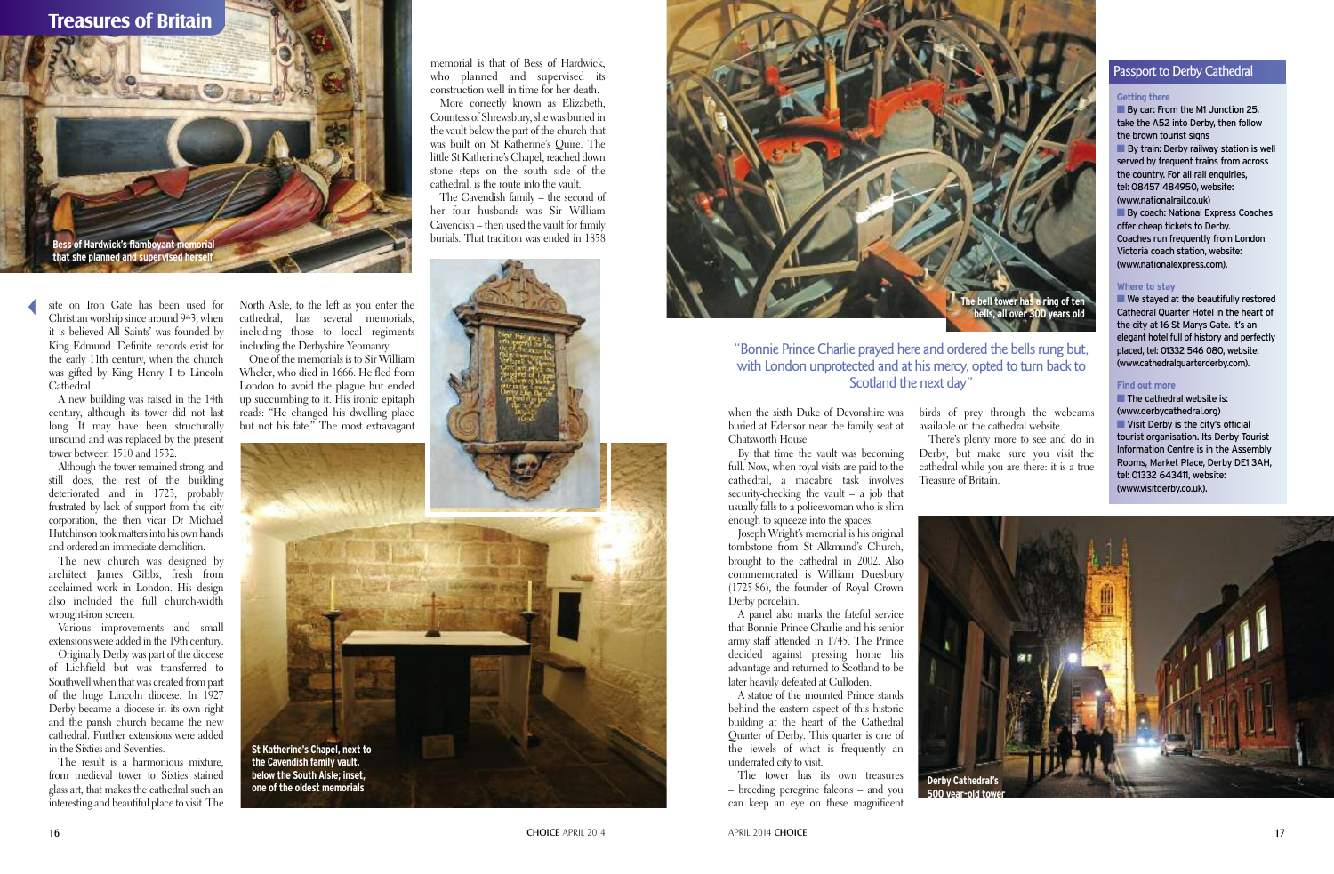site on Iron Gate has been used for Christian worship since around 943, when it is believed All Saints' was founded by King Edmund. Definite records exist for the early 11th century, when the church was gifted by King Henry I to Lincoln Cathedral.

A new building was raised in the 14th century, although its tower did not last long. It may have been structurally unsound and was replaced by the present tower between 1510 and 1532.

Although the tower remained strong, and still does, the rest of the building deteriorated and in 1723, probably frustrated by lack of support from the city corporation, the then vicar Dr Michael Hutchinson took matters into his own hands and ordered an immediate demolition.

The new church was designed by architect James Gibbs, fresh from acclaimed work in London. His design also included the full church-width wrought-iron screen.

Various improvements and small extensions were added in the 19th century.

Originally Derby was part of the diocese of Lichfield but was transferred to Southwell when that was created from part of the huge Lincoln diocese. In 1927 Derby became a diocese in its own right and the parish church became the new cathedral. Further extensions were added in the Sixties and Seventies.

The result is a harmonious mixture, from medieval tower to Sixties stained glass art, that makes the cathedral such an interesting and beautiful place to visit. The North Aisle, to the left as you enter the cathedral, has several memorials, including those to local regiments including the Derbyshire Yeomanry.

One of the memorials is to Sir William Wheler, who died in 1666. He fled from London to avoid the plague but ended up succumbing to it. His ironic epitaph reads: "He changed his dwelling place but not his fate." The most extravagant memorial is that of Bess of Hardwick, who planned and supervised its construction well in time for her death.

Bess of Hardwick's flamboyant memorial that she planned and supervised herself

More correctly known as Elizabeth, Countess of Shrewsbury, she was buried in the vault below the part of the church that was built on St Katherine's Quire. The little St Katherine's Chapel, reached down stone steps on the south side of the cathedral, is the route into the vault.

The Cavendish family – the second of her four husbands was Sir William Cavendish – then used the vault for family burials. That tradition was ended in 1858 when the sixth Duke of Devonshire was buried at Edensor near the family seat at Chatsworth House.

St Katherine's Chapel, next to the Cavendish family vault, below the South Aisle; inset, one of the oldest memorials

By that time the vault was becoming full. Now, when royal visits are paid to the cathedral, a macabre task involves security-checking the vault – a job that usually falls to a policewoman who is slim enough to squeeze into the spaces.

Joseph Wright's memorial is his original tombstone from St Alkmund's Church, brought to the cathedral in 2002. Also commemorated is William Duesbury (1725-86), the founder of Royal Crown Derby porcelain.

A panel also marks the fateful service that Bonnie Prince Charlie and his senior army staff attended in 1745. The Prince decided against pressing home his advantage and returned to Scotland to be later heavily defeated at Culloden.

> "Bonnie Prince Charlie prayed here and ordered the bells rung but, with London unprotected and at his mercy, opted to turn back to Scotland the next day"

A statue of the mounted Prince stands behind the eastern aspect of this historic building at the heart of the Cathedral Quarter of Derby. This quarter is one of the jewels of what is frequently an underrated city to visit.

The tower has its own treasures – breeding peregrine falcons – and you can keep an eye on these magnificent birds of prey through the webcams available on the cathedral website.

There's plenty more to see and do in Derby, but make sure you visit the cathedral while you are there: it is a true Treasure of Britain.

The bell tower has a ring of ten bells, all over 300 years old

Derby Cathedral's 500 year-old tower

## Passport to Derby Cathedral

### Getting there

- By car: From the M1 Junction 25, take the A52 into Derby, then follow the brown tourist signs
- By train: Derby railway station is well served by frequent trains from across the country. For all rail enquiries, tel: 08457 484950, website: (www.nationalrail.co.uk)
- By coach: National Express Coaches offer cheap tickets to Derby. Coaches run frequently from London Victoria coach station, website: (www.nationalexpress.com).

### Where to stay

- We stayed at the beautifully restored Cathedral Quarter Hotel in the heart of the city at 16 St Marys Gate. It's an elegant hotel full of history and perfectly placed, tel: 01332 546 080, website: (www.cathedralquarterderby.com).

### Find out more

- The cathedral website is: (www.derbycathedral.org)
- Visit Derby is the city's official tourist organisation. Its Derby Tourist Information Centre is in the Assembly Rooms, Market Place, Derby DE1 3AH, tel: 01332 643411, website: (www.visitderby.co.uk).